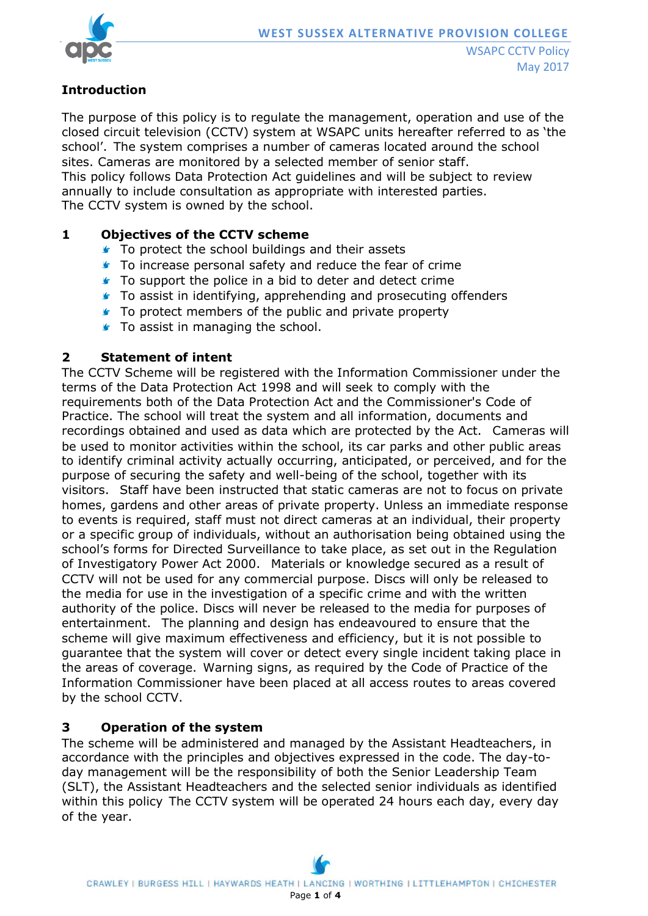## Introduction

The purpose of this policy is to regulate the management, operation and use of the closed circuit television (CCTV) system at WSAPC units hereafter referred to as 'the school'. The system comprises a number of cameras located around the school sites. Cameras are monitored by a selected member of senior staff.
This policy follows Data Protection Act guidelines and will be subject to review annually to include consultation as appropriate with interested parties.
The CCTV system is owned by the school.

## 1 Objectives of the CCTV scheme

- To protect the school buildings and their assets
- To increase personal safety and reduce the fear of crime
- To support the police in a bid to deter and detect crime
- To assist in identifying, apprehending and prosecuting offenders
- To protect members of the public and private property
- To assist in managing the school.

## 2 Statement of intent

The CCTV Scheme will be registered with the Information Commissioner under the terms of the Data Protection Act 1998 and will seek to comply with the requirements both of the Data Protection Act and the Commissioner's Code of Practice. The school will treat the system and all information, documents and recordings obtained and used as data which are protected by the Act. Cameras will be used to monitor activities within the school, its car parks and other public areas to identify criminal activity actually occurring, anticipated, or perceived, and for the purpose of securing the safety and well-being of the school, together with its visitors. Staff have been instructed that static cameras are not to focus on private homes, gardens and other areas of private property. Unless an immediate response to events is required, staff must not direct cameras at an individual, their property or a specific group of individuals, without an authorisation being obtained using the school's forms for Directed Surveillance to take place, as set out in the Regulation of Investigatory Power Act 2000. Materials or knowledge secured as a result of CCTV will not be used for any commercial purpose. Discs will only be released to the media for use in the investigation of a specific crime and with the written authority of the police. Discs will never be released to the media for purposes of entertainment. The planning and design has endeavoured to ensure that the scheme will give maximum effectiveness and efficiency, but it is not possible to guarantee that the system will cover or detect every single incident taking place in the areas of coverage. Warning signs, as required by the Code of Practice of the Information Commissioner have been placed at all access routes to areas covered by the school CCTV.

## 3 Operation of the system

The scheme will be administered and managed by the Assistant Headteachers, in accordance with the principles and objectives expressed in the code. The day-to-day management will be the responsibility of both the Senior Leadership Team (SLT), the Assistant Headteachers and the selected senior individuals as identified within this policy The CCTV system will be operated 24 hours each day, every day of the year.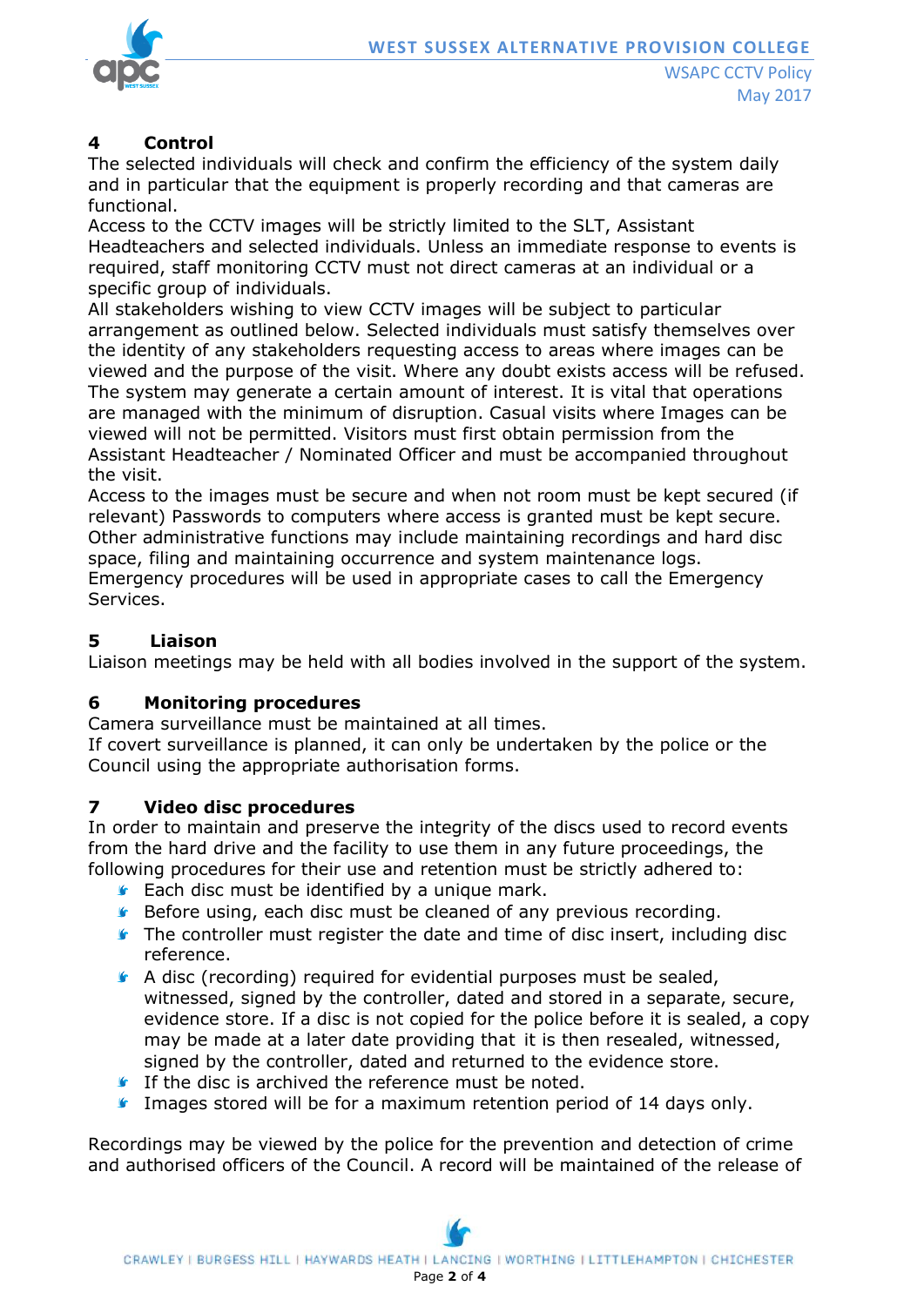## 4 Control

The selected individuals will check and confirm the efficiency of the system daily and in particular that the equipment is properly recording and that cameras are functional.

Access to the CCTV images will be strictly limited to the SLT, Assistant Headteachers and selected individuals. Unless an immediate response to events is required, staff monitoring CCTV must not direct cameras at an individual or a specific group of individuals.

All stakeholders wishing to view CCTV images will be subject to particular arrangement as outlined below. Selected individuals must satisfy themselves over the identity of any stakeholders requesting access to areas where images can be viewed and the purpose of the visit. Where any doubt exists access will be refused. The system may generate a certain amount of interest. It is vital that operations are managed with the minimum of disruption. Casual visits where Images can be viewed will not be permitted. Visitors must first obtain permission from the Assistant Headteacher / Nominated Officer and must be accompanied throughout the visit.

Access to the images must be secure and when not room must be kept secured (if relevant) Passwords to computers where access is granted must be kept secure.

Other administrative functions may include maintaining recordings and hard disc space, filing and maintaining occurrence and system maintenance logs.

Emergency procedures will be used in appropriate cases to call the Emergency Services.

## 5 Liaison

Liaison meetings may be held with all bodies involved in the support of the system.

## 6 Monitoring procedures

Camera surveillance must be maintained at all times.

If covert surveillance is planned, it can only be undertaken by the police or the Council using the appropriate authorisation forms.

## 7 Video disc procedures

In order to maintain and preserve the integrity of the discs used to record events from the hard drive and the facility to use them in any future proceedings, the following procedures for their use and retention must be strictly adhered to:

- Each disc must be identified by a unique mark.
- Before using, each disc must be cleaned of any previous recording.
- The controller must register the date and time of disc insert, including disc reference.
- A disc (recording) required for evidential purposes must be sealed, witnessed, signed by the controller, dated and stored in a separate, secure, evidence store. If a disc is not copied for the police before it is sealed, a copy may be made at a later date providing that it is then resealed, witnessed, signed by the controller, dated and returned to the evidence store.
- If the disc is archived the reference must be noted.
- Images stored will be for a maximum retention period of 14 days only.

Recordings may be viewed by the police for the prevention and detection of crime and authorised officers of the Council. A record will be maintained of the release of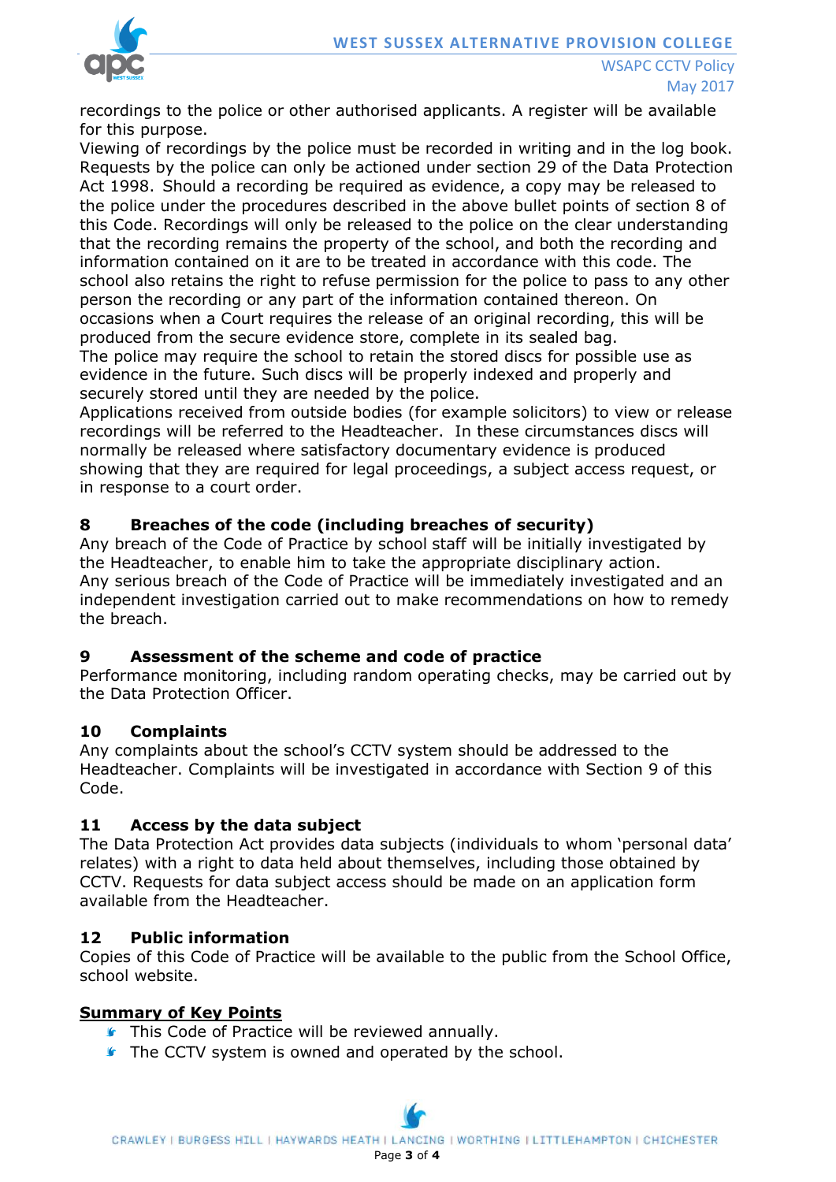recordings to the police or other authorised applicants. A register will be available for this purpose.

Viewing of recordings by the police must be recorded in writing and in the log book. Requests by the police can only be actioned under section 29 of the Data Protection Act 1998. Should a recording be required as evidence, a copy may be released to the police under the procedures described in the above bullet points of section 8 of this Code. Recordings will only be released to the police on the clear understanding that the recording remains the property of the school, and both the recording and information contained on it are to be treated in accordance with this code. The school also retains the right to refuse permission for the police to pass to any other person the recording or any part of the information contained thereon. On occasions when a Court requires the release of an original recording, this will be produced from the secure evidence store, complete in its sealed bag.

The police may require the school to retain the stored discs for possible use as evidence in the future. Such discs will be properly indexed and properly and securely stored until they are needed by the police.

Applications received from outside bodies (for example solicitors) to view or release recordings will be referred to the Headteacher. In these circumstances discs will normally be released where satisfactory documentary evidence is produced showing that they are required for legal proceedings, a subject access request, or in response to a court order.

## 8 Breaches of the code (including breaches of security)

Any breach of the Code of Practice by school staff will be initially investigated by the Headteacher, to enable him to take the appropriate disciplinary action.

Any serious breach of the Code of Practice will be immediately investigated and an independent investigation carried out to make recommendations on how to remedy the breach.

## 9 Assessment of the scheme and code of practice

Performance monitoring, including random operating checks, may be carried out by the Data Protection Officer.

## 10 Complaints

Any complaints about the school's CCTV system should be addressed to the Headteacher. Complaints will be investigated in accordance with Section 9 of this Code.

## 11 Access by the data subject

The Data Protection Act provides data subjects (individuals to whom 'personal data' relates) with a right to data held about themselves, including those obtained by CCTV. Requests for data subject access should be made on an application form available from the Headteacher.

## 12 Public information

Copies of this Code of Practice will be available to the public from the School Office, school website.

**Summary of Key Points**

- This Code of Practice will be reviewed annually.
- The CCTV system is owned and operated by the school.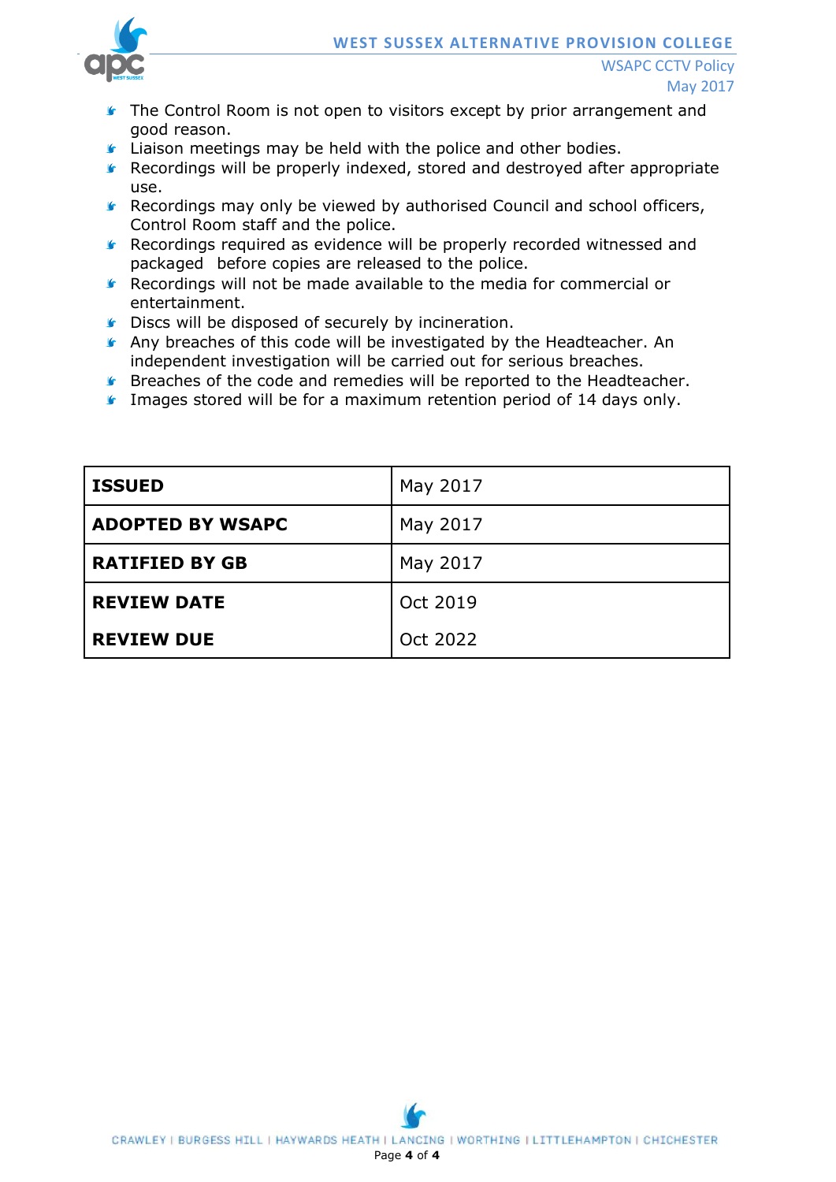- The Control Room is not open to visitors except by prior arrangement and good reason.
- Liaison meetings may be held with the police and other bodies.
- Recordings will be properly indexed, stored and destroyed after appropriate use.
- Recordings may only be viewed by authorised Council and school officers, Control Room staff and the police.
- Recordings required as evidence will be properly recorded witnessed and packaged before copies are released to the police.
- Recordings will not be made available to the media for commercial or entertainment.
- Discs will be disposed of securely by incineration.
- Any breaches of this code will be investigated by the Headteacher. An independent investigation will be carried out for serious breaches.
- Breaches of the code and remedies will be reported to the Headteacher.
- Images stored will be for a maximum retention period of 14 days only.

| | |
|---|---|
| **ISSUED** | May 2017 |
| **ADOPTED BY WSAPC** | May 2017 |
| **RATIFIED BY GB** | May 2017 |
| **REVIEW DATE** | Oct 2019 |
| **REVIEW DUE** | Oct 2022 |